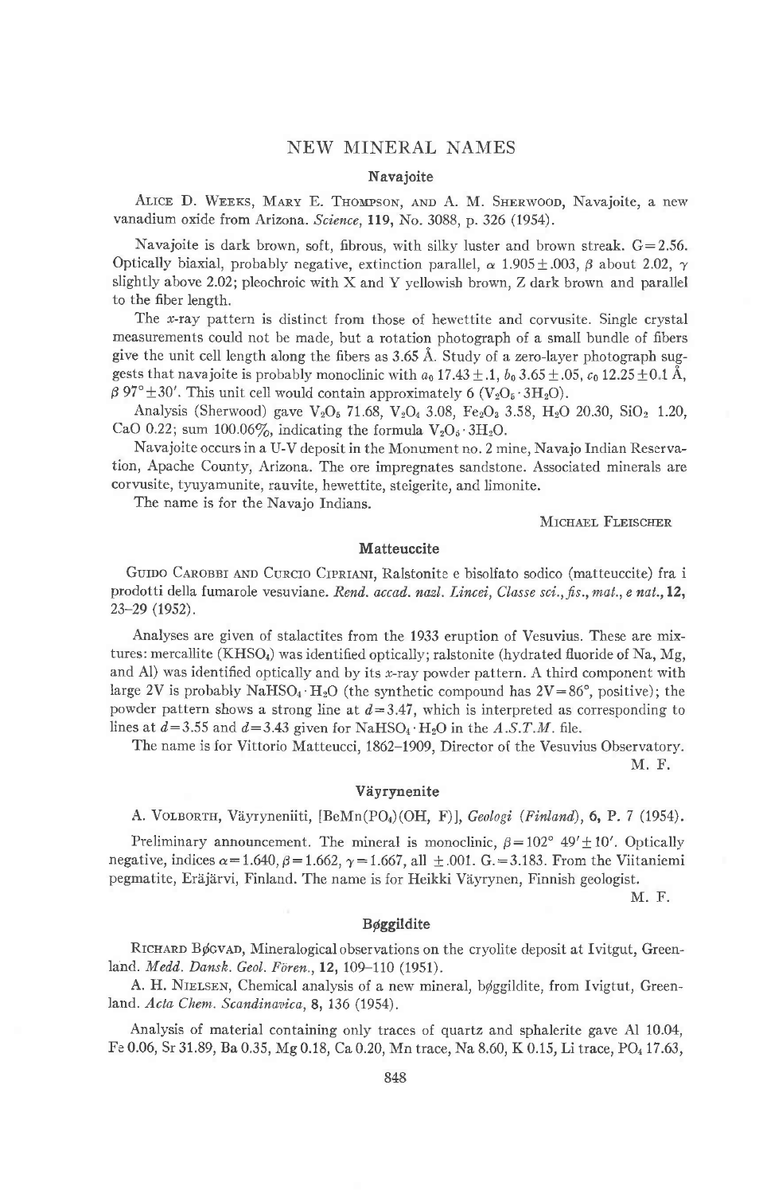# NEW MINERAL NAMES

## Navajoite

ALICE D. WEEKS, MARY E. THOMPSON, AND A. M. SHERWOOD, Navajoite, a new vanadium oxide from Arizona. *Science*, **119**, No. 3088, p. 326 (1954).

Navajoite is dark brown, soft, fibrous, with silky luster and brown streak. G = 2.56. Optically biaxial, probably negative, extinction parallel, $\alpha$ 1.905 ± .003, $\beta$ about 2.02, $\gamma$ slightly above 2.02; pleochroic with X and Y yellowish brown, Z dark brown and parallel to the fiber length.

The *x*-ray pattern is distinct from those of hewettite and corvusite. Single crystal measurements could not be made, but a rotation photograph of a small bundle of fibers give the unit cell length along the fibers as 3.65 Å. Study of a zero-layer photograph suggests that navajoite is probably monoclinic with $a_0$ 17.43 ± .1, $b_0$ 3.65 ± .05, $c_0$ 12.25 ± 0.1 Å, $\beta$ 97° ± 30′. This unit cell would contain approximately 6 ($V_2O_5 \cdot 3H_2O$).

Analysis (Sherwood) gave $V_2O_5$ 71.68, $V_2O_4$ 3.08, $Fe_2O_3$ 3.58, $H_2O$ 20.30, $SiO_2$ 1.20, CaO 0.22; sum 100.06%, indicating the formula $V_2O_5 \cdot 3H_2O$.

Navajoite occurs in a U-V deposit in the Monument no. 2 mine, Navajo Indian Reservation, Apache County, Arizona. The ore impregnates sandstone. Associated minerals are corvusite, tyuyamunite, rauvite, hewettite, steigerite, and limonite.

The name is for the Navajo Indians.

MICHAEL FLEISCHER

## Matteuccite

GUIDO CAROBBI AND CURCIO CIPRIANI, Ralstonite e bisolfato sodico (matteuccite) fra i prodotti della fumarole vesuviane. *Rend. accad. nazl. Lincei, Classe sci., fis., mat., e nat.*, **12**, 23–29 (1952).

Analyses are given of stalactites from the 1933 eruption of Vesuvius. These are mixtures: mercallite ($KHSO_4$) was identified optically; ralstonite (hydrated fluoride of Na, Mg, and Al) was identified optically and by its *x*-ray powder pattern. A third component with large 2V is probably $NaHSO_4 \cdot H_2O$ (the synthetic compound has 2V = 86°, positive); the powder pattern shows a strong line at $d = 3.47$, which is interpreted as corresponding to lines at $d = 3.55$ and $d = 3.43$ given for $NaHSO_4 \cdot H_2O$ in the *A.S.T.M.* file.

The name is for Vittorio Matteucci, 1862–1909, Director of the Vesuvius Observatory.

M. F.

## Väyrynenite

A. VOLBORTH, Väyryneniiti, [$BeMn(PO_4)(OH, F)$], *Geologi (Finland)*, **6**, P. 7 (1954).

Preliminary announcement. The mineral is monoclinic, $\beta = 102° \ 49' \pm 10'$. Optically negative, indices $\alpha = 1.640$, $\beta = 1.662$, $\gamma = 1.667$, all ± .001. G. = 3.183. From the Viitaniemi pegmatite, Eräjärvi, Finland. The name is for Heikki Väyrynen, Finnish geologist.

M. F.

## Bøggildite

RICHARD BØGVAD, Mineralogical observations on the cryolite deposit at Ivitgut, Greenland. *Medd. Dansk. Geol. Fören.*, **12**, 109–110 (1951).

A. H. NIELSEN, Chemical analysis of a new mineral, bøggildite, from Ivigtut, Greenland. *Acta Chem. Scandinavica*, **8**, 136 (1954).

Analysis of material containing only traces of quartz and sphalerite gave Al 10.04, Fe 0.06, Sr 31.89, Ba 0.35, Mg 0.18, Ca 0.20, Mn trace, Na 8.60, K 0.15, Li trace, $PO_4$ 17.63,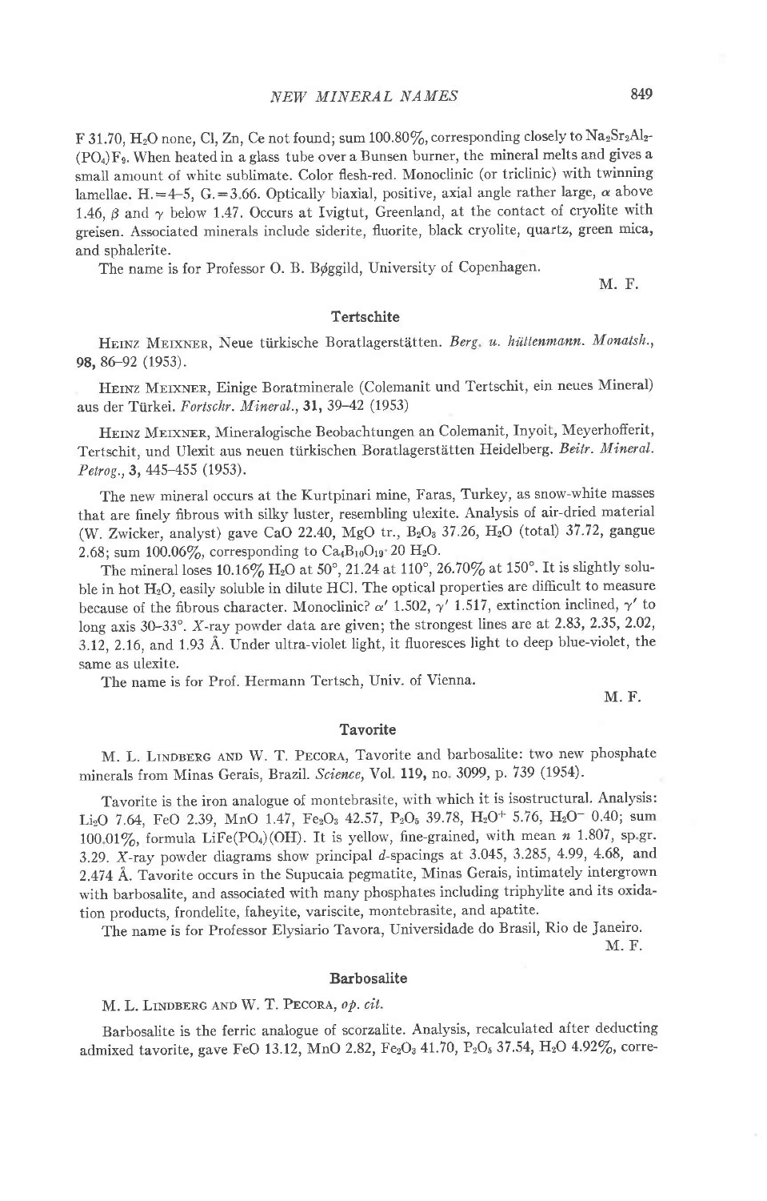F 31.70, $H_2O$ none, Cl, Zn, Ce not found; sum 100.80%, corresponding closely to $Na_2Sr_2Al_2(PO_4)F_9$. When heated in a glass tube over a Bunsen burner, the mineral melts and gives a small amount of white sublimate. Color flesh-red. Monoclinic (or triclinic) with twinning lamellae. H.=4–5, G.=3.66. Optically biaxial, positive, axial angle rather large, $\alpha$ above 1.46, $\beta$ and $\gamma$ below 1.47. Occurs at Ivigtut, Greenland, at the contact of cryolite with greisen. Associated minerals include siderite, fluorite, black cryolite, quartz, green mica, and sphalerite.

The name is for Professor O. B. Bøggild, University of Copenhagen.

M. F.

### Tertschite

Heinz Meixner, Neue türkische Boratlagerstätten. *Berg. u. hüttenmann. Monatsh.*, **98**, 86–92 (1953).

Heinz Meixner, Einige Boratminerale (Colemanit und Tertschit, ein neues Mineral) aus der Türkei. *Fortschr. Mineral.*, **31**, 39–42 (1953)

Heinz Meixner, Mineralogische Beobachtungen an Colemanit, Inyoit, Meyerhofferit, Tertschit, und Ulexit aus neuen türkischen Boratlagerstätten Heidelberg. *Beitr. Mineral. Petrog.*, **3**, 445–455 (1953).

The new mineral occurs at the Kurtpinari mine, Faras, Turkey, as snow-white masses that are finely fibrous with silky luster, resembling ulexite. Analysis of air-dried material (W. Zwicker, analyst) gave CaO 22.40, MgO tr., $B_2O_3$ 37.26, $H_2O$ (total) 37.72, gangue 2.68; sum 100.06%, corresponding to $Ca_4B_{10}O_{19}\cdot 20\,H_2O$.

The mineral loses 10.16% $H_2O$ at 50°, 21.24 at 110°, 26.70% at 150°. It is slightly soluble in hot $H_2O$, easily soluble in dilute HCl. The optical properties are difficult to measure because of the fibrous character. Monoclinic? $\alpha'$ 1.502, $\gamma'$ 1.517, extinction inclined, $\gamma'$ to long axis 30–33°. X-ray powder data are given; the strongest lines are at 2.83, 2.35, 2.02, 3.12, 2.16, and 1.93 Å. Under ultra-violet light, it fluoresces light to deep blue-violet, the same as ulexite.

The name is for Prof. Hermann Tertsch, Univ. of Vienna.

M. F.

### Tavorite

M. L. Lindberg and W. T. Pecora, Tavorite and barbosalite: two new phosphate minerals from Minas Gerais, Brazil. *Science*, Vol. **119**, no. 3099, p. 739 (1954).

Tavorite is the iron analogue of montebrasite, with which it is isostructural. Analysis: $Li_2O$ 7.64, FeO 2.39, MnO 1.47, $Fe_2O_3$ 42.57, $P_2O_5$ 39.78, $H_2O^+$ 5.76, $H_2O^-$ 0.40; sum 100.01%, formula $LiFe(PO_4)(OH)$. It is yellow, fine-grained, with mean $n$ 1.807, sp.gr. 3.29. X-ray powder diagrams show principal $d$-spacings at 3.045, 3.285, 4.99, 4.68, and 2.474 Å. Tavorite occurs in the Supucaia pegmatite, Minas Gerais, intimately intergrown with barbosalite, and associated with many phosphates including triphylite and its oxidation products, frondelite, faheyite, variscite, montebrasite, and apatite.

The name is for Professor Elysiario Tavora, Universidade do Brasil, Rio de Janeiro.

M. F.

### Barbosalite

M. L. Lindberg and W. T. Pecora, *op. cit.*

Barbosalite is the ferric analogue of scorzalite. Analysis, recalculated after deducting admixed tavorite, gave FeO 13.12, MnO 2.82, $Fe_2O_3$ 41.70, $P_2O_5$ 37.54, $H_2O$ 4.92%, corre-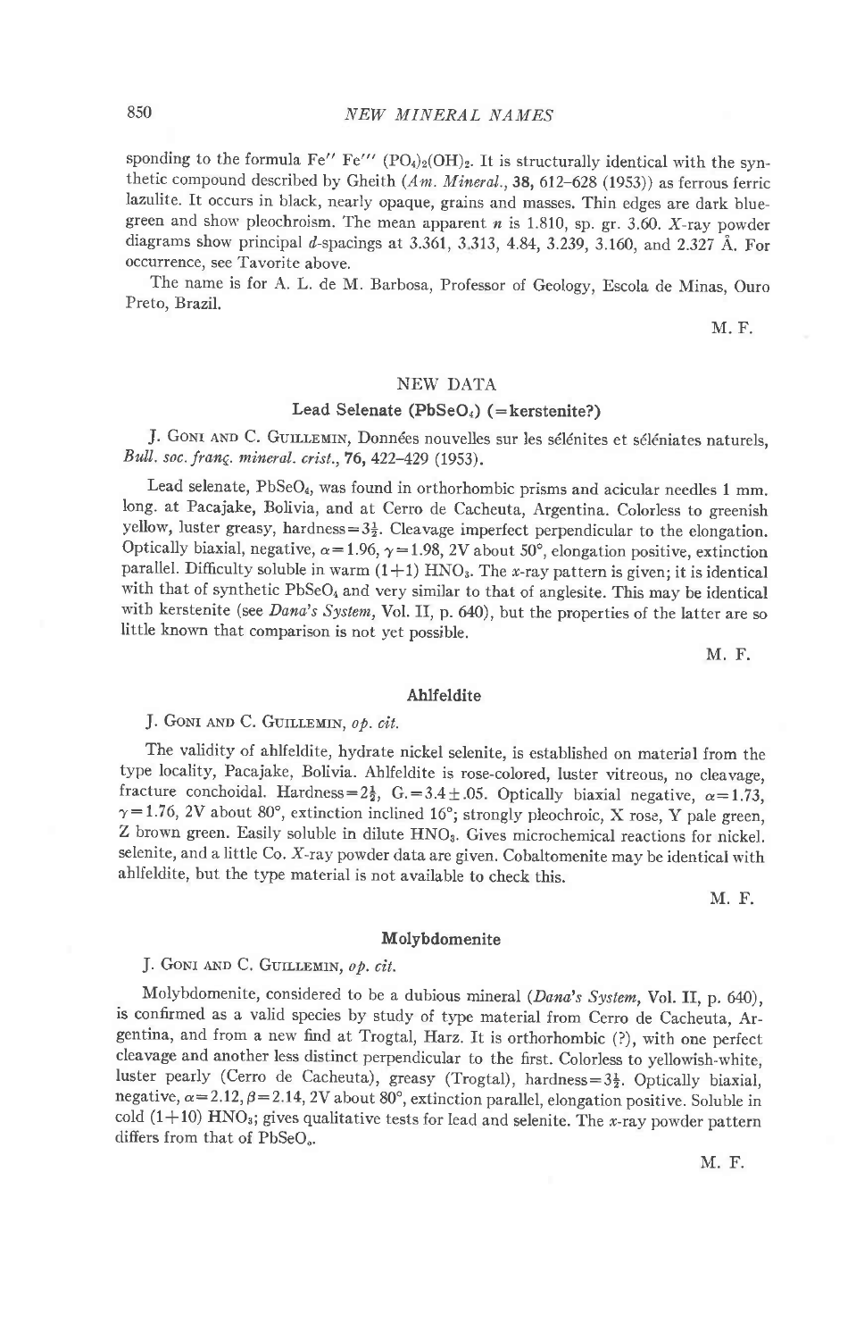sponding to the formula Fe″ Fe‴ $(PO_4)_2(OH)_2$. It is structurally identical with the synthetic compound described by Gheith (*Am. Mineral.*, **38**, 612–628 (1953)) as ferrous ferric lazulite. It occurs in black, nearly opaque, grains and masses. Thin edges are dark blue-green and show pleochroism. The mean apparent $n$ is 1.810, sp. gr. 3.60. $X$-ray powder diagrams show principal $d$-spacings at 3.361, 3.313, 4.84, 3.239, 3.160, and 2.327 Å. For occurrence, see Tavorite above.

The name is for A. L. de M. Barbosa, Professor of Geology, Escola de Minas, Ouro Preto, Brazil.

M. F.

## NEW DATA

### Lead Selenate ($PbSeO_4$) (=kerstenite?)

J. Goni and C. Guillemin, Données nouvelles sur les sélénites et séléniates naturels, *Bull. soc. franç. minéral. crist.*, **76**, 422–429 (1953).

Lead selenate, $PbSeO_4$, was found in orthorhombic prisms and acicular needles 1 mm. long. at Pacajake, Bolivia, and at Cerro de Cacheuta, Argentina. Colorless to greenish yellow, luster greasy, hardness = $3\frac{1}{2}$. Cleavage imperfect perpendicular to the elongation. Optically biaxial, negative, $\alpha = 1.96$, $\gamma = 1.98$, 2V about 50°, elongation positive, extinction parallel. Difficulty soluble in warm (1+1) $HNO_3$. The $x$-ray pattern is given; it is identical with that of synthetic $PbSeO_4$ and very similar to that of anglesite. This may be identical with kerstenite (see *Dana's System*, Vol. II, p. 640), but the properties of the latter are so little known that comparison is not yet possible.

M. F.

### Ahlfeldite

J. Goni and C. Guillemin, *op. cit.*

The validity of ahlfeldite, hydrate nickel selenite, is established on material from the type locality, Pacajake, Bolivia. Ahlfeldite is rose-colored, luster vitreous, no cleavage, fracture conchoidal. Hardness = $2\frac{1}{2}$, G. = 3.4 ± .05. Optically biaxial negative, $\alpha = 1.73$, $\gamma = 1.76$, 2V about 80°, extinction inclined 16°; strongly pleochroic, X rose, Y pale green, Z brown green. Easily soluble in dilute $HNO_3$. Gives microchemical reactions for nickel. selenite, and a little Co. $X$-ray powder data are given. Cobaltomenite may be identical with ahlfeldite, but the type material is not available to check this.

M. F.

### Molybdomenite

J. Goni and C. Guillemin, *op. cit.*

Molybdomenite, considered to be a dubious mineral (*Dana's System*, Vol. II, p. 640), is confirmed as a valid species by study of type material from Cerro de Cacheuta, Argentina, and from a new find at Trogtal, Harz. It is orthorhombic (?), with one perfect cleavage and another less distinct perpendicular to the first. Colorless to yellowish-white, luster pearly (Cerro de Cacheuta), greasy (Trogtal), hardness = $3\frac{1}{2}$. Optically biaxial, negative, $\alpha = 2.12$, $\beta = 2.14$, 2V about 80°, extinction parallel, elongation positive. Soluble in cold (1+10) $HNO_3$; gives qualitative tests for lead and selenite. The $x$-ray powder pattern differs from that of $PbSeO_o$.

M. F.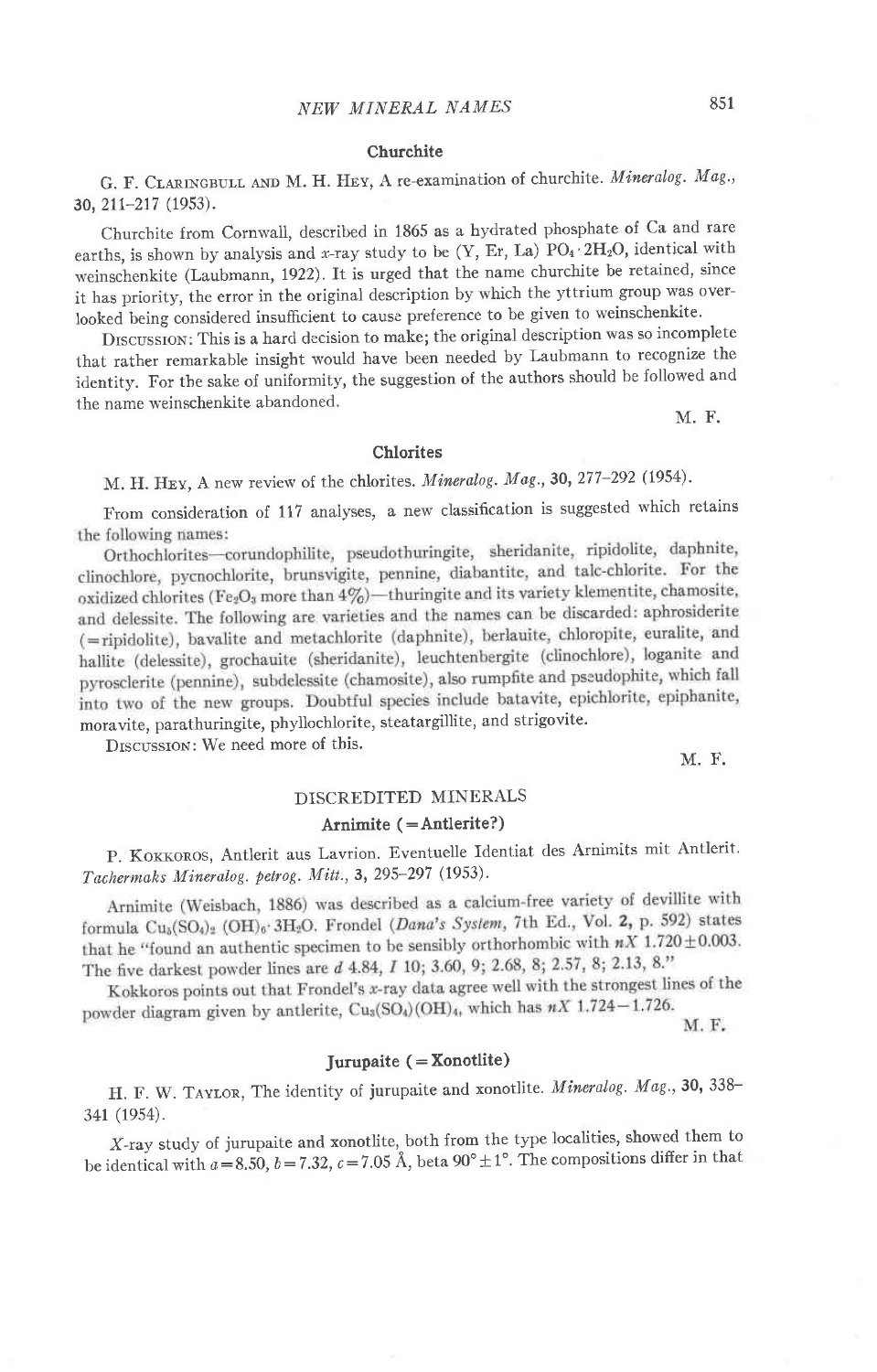### Churchite

G. F. Claringbull and M. H. Hey, A re-examination of churchite. *Mineralog. Mag.*, **30**, 211–217 (1953).

Churchite from Cornwall, described in 1865 as a hydrated phosphate of Ca and rare earths, is shown by analysis and *x*-ray study to be (Y, Er, La) $PO_4 \cdot 2H_2O$, identical with weinschenkite (Laubmann, 1922). It is urged that the name churchite be retained, since it has priority, the error in the original description by which the yttrium group was overlooked being considered insufficient to cause preference to be given to weinschenkite.

Discussion: This is a hard decision to make; the original description was so incomplete that rather remarkable insight would have been needed by Laubmann to recognize the identity. For the sake of uniformity, the suggestion of the authors should be followed and the name weinschenkite abandoned.

M. F.

### Chlorites

M. H. Hey, A new review of the chlorites. *Mineralog. Mag.*, **30**, 277–292 (1954).

From consideration of 117 analyses, a new classification is suggested which retains the following names:

Orthochlorites—corundophilite, pseudothuringite, sheridanite, ripidolite, daphnite, clinochlore, pycnochlorite, brunsvigite, pennine, diabantite, and talc-chlorite. For the oxidized chlorites ($Fe_2O_3$ more than 4%)—thuringite and its variety klementite, chamosite, and delessite. The following are varieties and the names can be discarded: aphrosiderite (=ripidolite), bavalite and metachlorite (daphnite), berlauite, chloropite, euralite, and hallite (delessite), grochauite (sheridanite), leuchtenbergite (clinochlore), loganite and pyrosclerite (pennine), subdelessite (chamosite), also rumpfite and pseudophite, which fall into two of the new groups. Doubtful species include batavite, epichlorite, epiphanite, moravite, parathuringite, phyllochlorite, steatargillite, and strigovite.

Discussion: We need more of this.

M. F.

## DISCREDITED MINERALS

### Arnimite (=Antlerite?)

P. Kokkoros, Antlerit aus Lavrion. Eventuelle Identiat des Arnimits mit Antlerit. *Tachermaks Mineralog. petrog. Mitt.*, **3**, 295–297 (1953).

Arnimite (Weisbach, 1886) was described as a calcium-free variety of devillite with formula $Cu_5(SO_4)_2\,(OH)_6 \cdot 3H_2O$. Frondel (*Dana's System*, 7th Ed., Vol. **2**, p. 592) states that he "found an authentic specimen to be sensibly orthorhombic with $nX$ 1.720±0.003. The five darkest powder lines are $d$ 4.84, $I$ 10; 3.60, 9; 2.68, 8; 2.57, 8; 2.13, 8."

Kokkoros points out that Frondel's *x*-ray data agree well with the strongest lines of the powder diagram given by antlerite, $Cu_3(SO_4)(OH)_4$, which has $nX$ 1.724–1.726.

M. F.

### Jurupaite (=Xonotlite)

H. F. W. Taylor, The identity of jurupaite and xonotlite. *Mineralog. Mag.*, **30**, 338–341 (1954).

*X*-ray study of jurupaite and xonotlite, both from the type localities, showed them to be identical with $a=8.50$, $b=7.32$, $c=7.05$ Å, beta 90°±1°. The compositions differ in that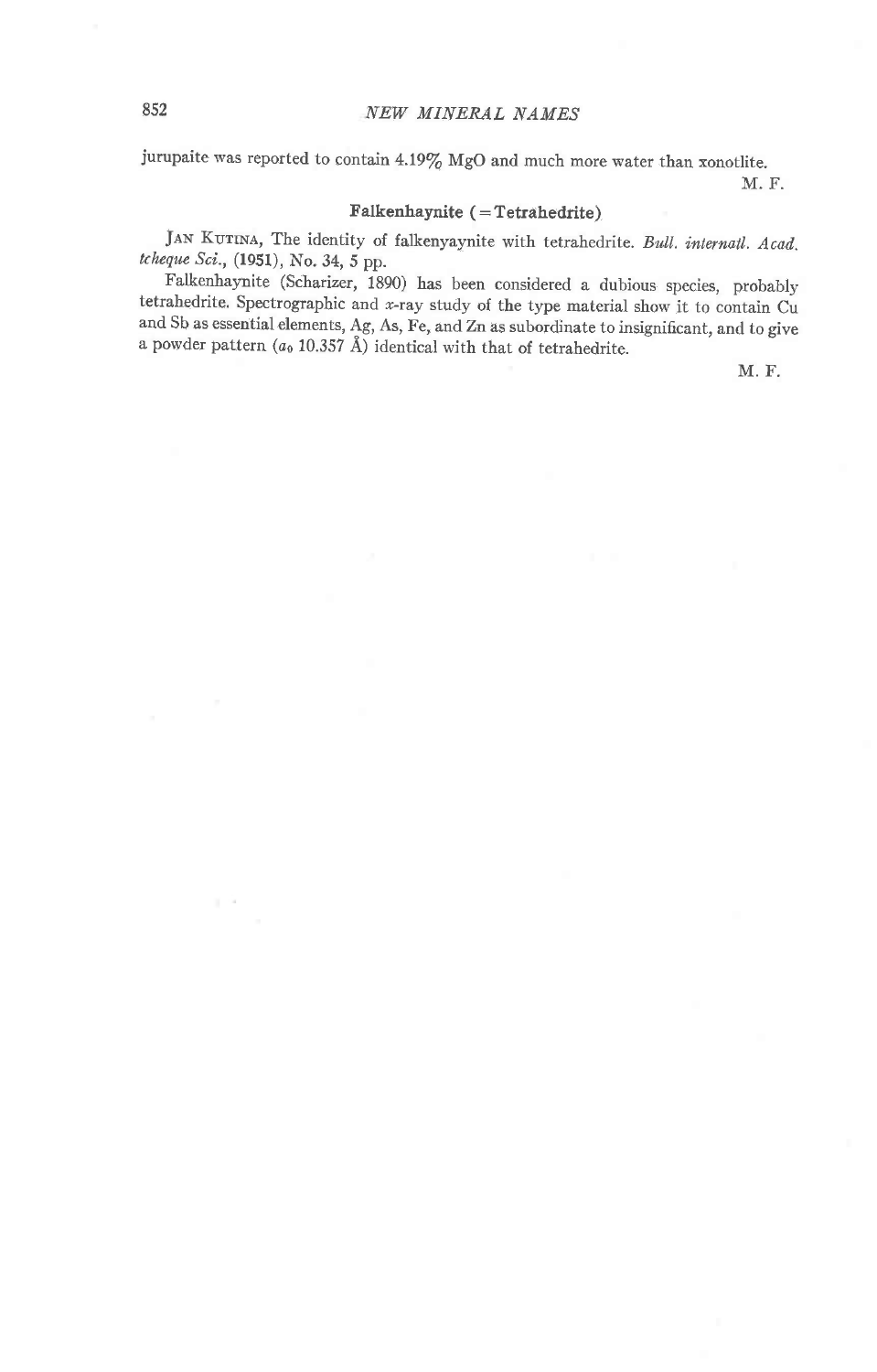jurupaite was reported to contain 4.19% MgO and much more water than xonotlite.

M. F.

### Falkenhaynite (=Tetrahedrite)

JAN KUTINA, The identity of falkenyaynite with tetrahedrite. *Bull. internatl. Acad. tcheque Sci.*, (1951), No. 34, 5 pp.

Falkenhaynite (Scharizer, 1890) has been considered a dubious species, probably tetrahedrite. Spectrographic and *x*-ray study of the type material show it to contain Cu and Sb as essential elements, Ag, As, Fe, and Zn as subordinate to insignificant, and to give a powder pattern ($a_0$ 10.357 Å) identical with that of tetrahedrite.

M. F.